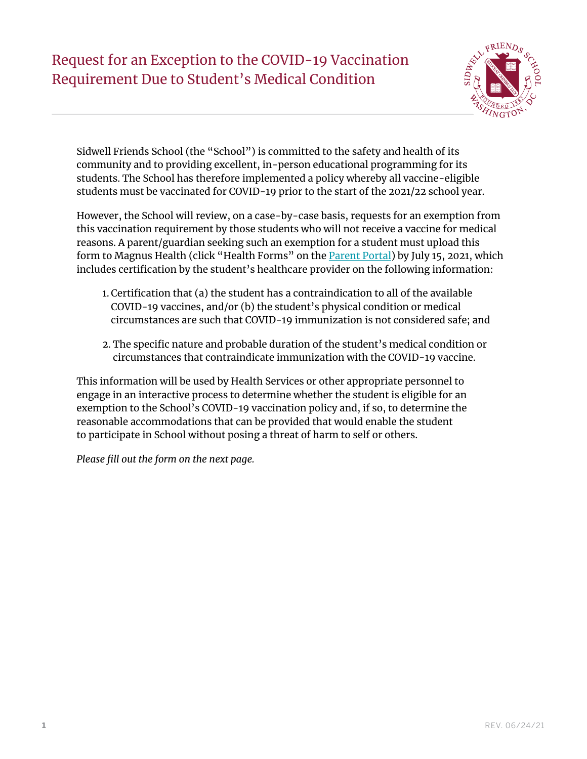# Request for an Exception to the COVID-19 Vaccination Requirement Due to Student's Medical Condition

Sidwell Friends School (the "School") is committed to the safety and health of its community and to providing excellent, in-person educational programming for its students. The School has therefore implemented a policy whereby all vaccine-eligible students must be vaccinated for COVID-19 prior to the start of the 2021/22 school year.

However, the School will review, on a case-by-case basis, requests for an exemption from this vaccination requirement by those students who will not receive a vaccine for medical reasons. A parent/guardian seeking such an exemption for a student must upload this form to Magnus Health (click "Health Forms" on the Parent Portal) by July 15, 2021, which includes certification by the student's healthcare provider on the following information:

1. Certification that (a) the student has a contraindication to all of the available COVID-19 vaccines, and/or (b) the student's physical condition or medical circumstances are such that COVID-19 immunization is not considered safe; and

2. The specific nature and probable duration of the student's medical condition or circumstances that contraindicate immunization with the COVID-19 vaccine.

This information will be used by Health Services or other appropriate personnel to engage in an interactive process to determine whether the student is eligible for an exemption to the School's COVID-19 vaccination policy and, if so, to determine the reasonable accommodations that can be provided that would enable the student to participate in School without posing a threat of harm to self or others.

*Please fill out the form on the next page.*

REV. 06/24/21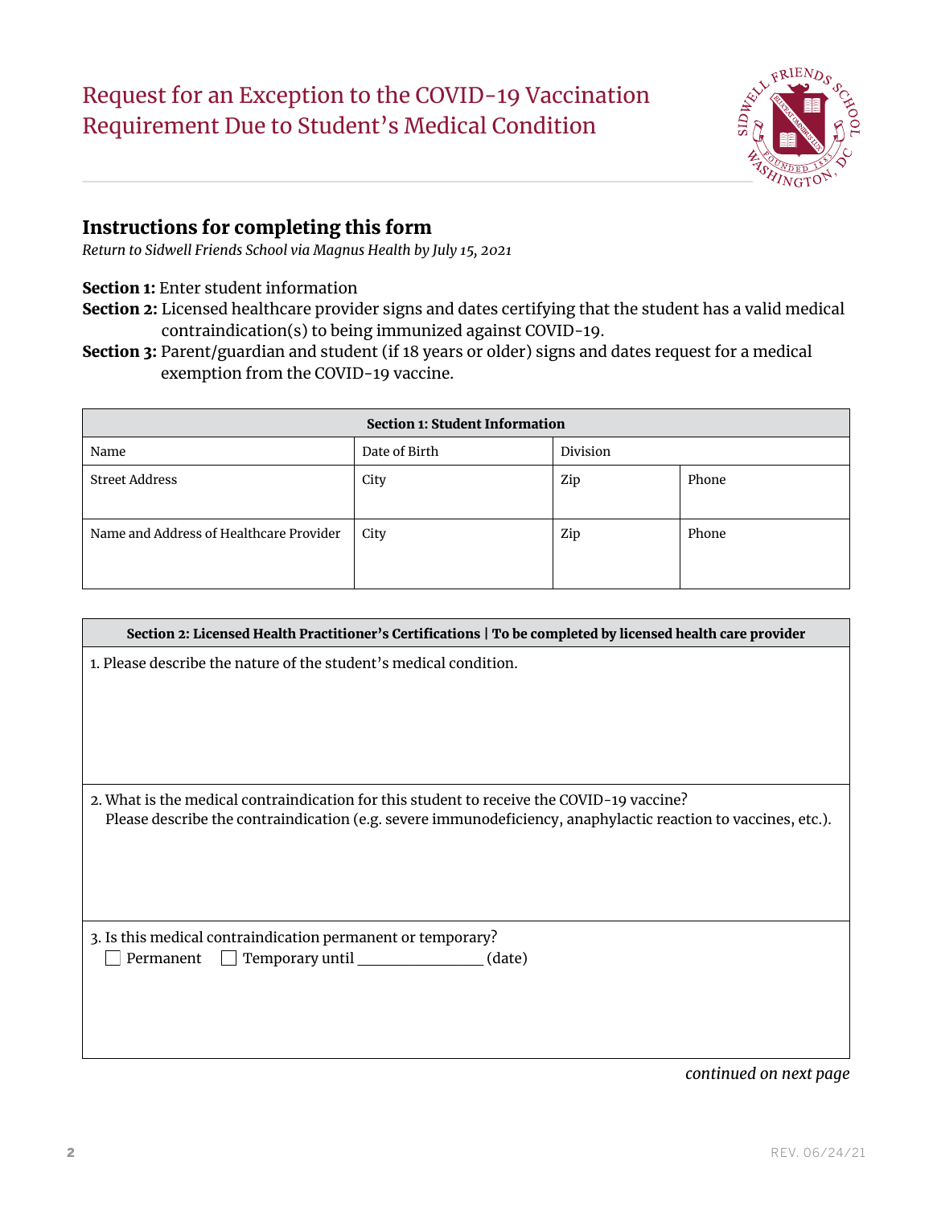# Request for an Exception to the COVID-19 Vaccination Requirement Due to Student's Medical Condition

## Instructions for completing this form

*Return to Sidwell Friends School via Magnus Health by July 15, 2021*

**Section 1:** Enter student information

**Section 2:** Licensed healthcare provider signs and dates certifying that the student has a valid medical contraindication(s) to being immunized against COVID-19.

**Section 3:** Parent/guardian and student (if 18 years or older) signs and dates request for a medical exemption from the COVID-19 vaccine.

| Section 1: Student Information | | | |
|---|---|---|---|
| Name | Date of Birth | Division | |
| Street Address | City | Zip | Phone |
| Name and Address of Healthcare Provider | City | Zip | Phone |

| Section 2: Licensed Health Practitioner's Certifications \| To be completed by licensed health care provider |
|---|
| 1. Please describe the nature of the student's medical condition. |
| 2. What is the medical contraindication for this student to receive the COVID-19 vaccine? Please describe the contraindication (e.g. severe immunodeficiency, anaphylactic reaction to vaccines, etc.). |
| 3. Is this medical contraindication permanent or temporary? ☐ Permanent ☐ Temporary until ______________ (date) |

*continued on next page*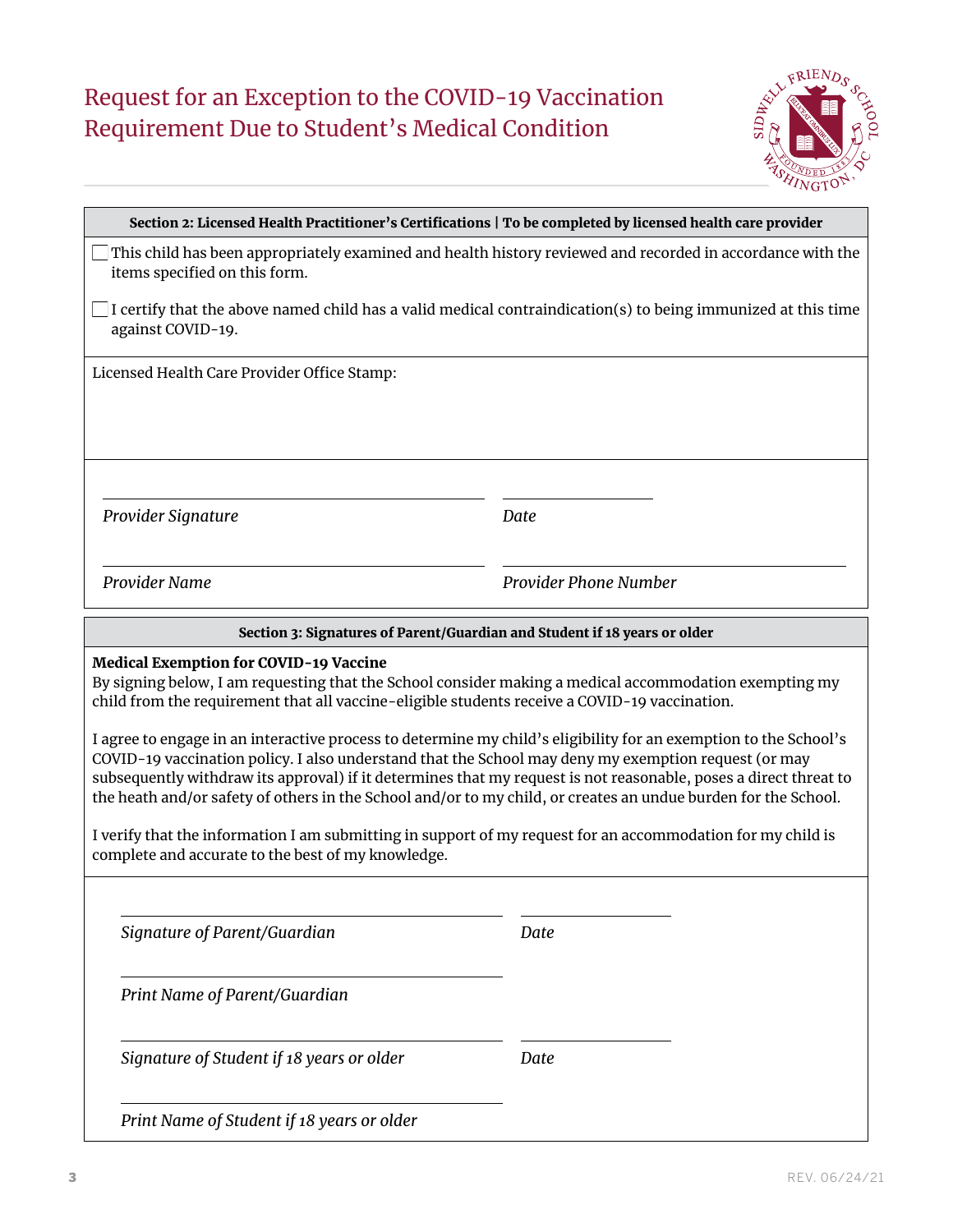# Request for an Exception to the COVID-19 Vaccination Requirement Due to Student's Medical Condition

**Section 2: Licensed Health Practitioner's Certifications | To be completed by licensed health care provider**

☐ This child has been appropriately examined and health history reviewed and recorded in accordance with the items specified on this form.

☐ I certify that the above named child has a valid medical contraindication(s) to being immunized at this time against COVID-19.

Licensed Health Care Provider Office Stamp:

_______________________________ _______________

*Provider Signature* *Date*

_______________________________ _______________________________

*Provider Name* *Provider Phone Number*

**Section 3: Signatures of Parent/Guardian and Student if 18 years or older**

**Medical Exemption for COVID-19 Vaccine**
By signing below, I am requesting that the School consider making a medical accommodation exempting my child from the requirement that all vaccine-eligible students receive a COVID-19 vaccination.

I agree to engage in an interactive process to determine my child's eligibility for an exemption to the School's COVID-19 vaccination policy. I also understand that the School may deny my exemption request (or may subsequently withdraw its approval) if it determines that my request is not reasonable, poses a direct threat to the heath and/or safety of others in the School and/or to my child, or creates an undue burden for the School.

I verify that the information I am submitting in support of my request for an accommodation for my child is complete and accurate to the best of my knowledge.

_______________________________ _______________

*Signature of Parent/Guardian* *Date*

_______________________________

*Print Name of Parent/Guardian*

_______________________________ _______________

*Signature of Student if 18 years or older* *Date*

_______________________________

*Print Name of Student if 18 years or older*

REV. 06/24/21